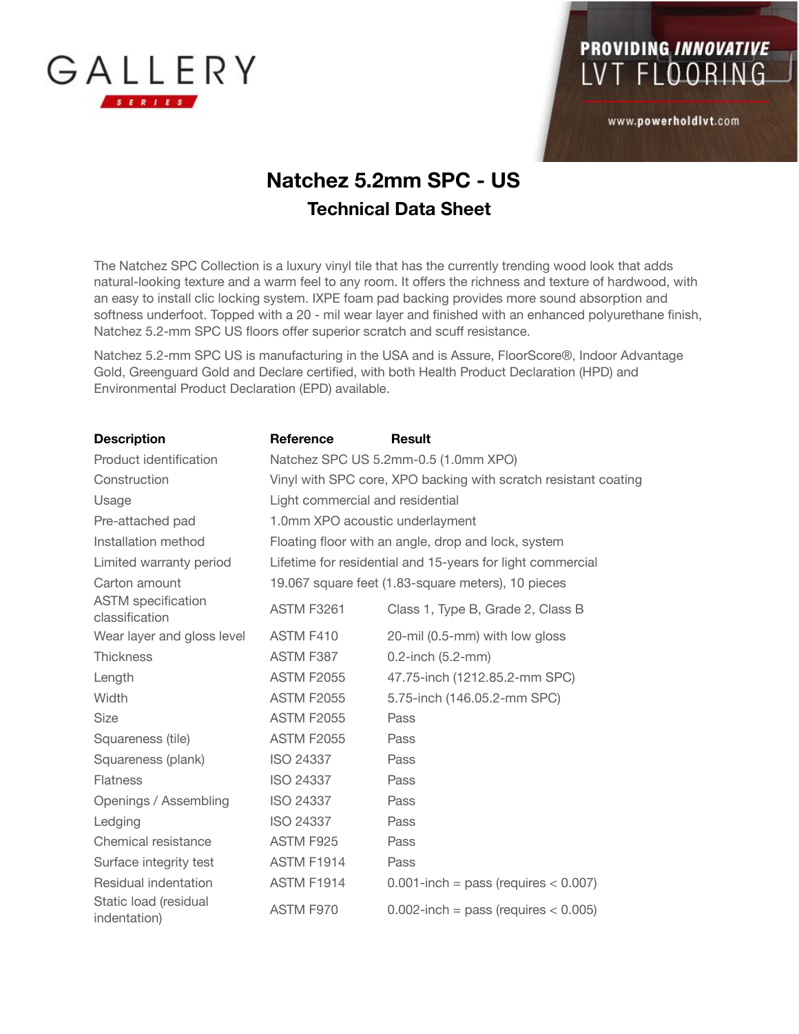GALLERY SERIES

PROVIDING *INNOVATIVE* LVT FLOORING

www.powerholdlvt.com

# Natchez 5.2mm SPC - US

## Technical Data Sheet

The Natchez SPC Collection is a luxury vinyl tile that has the currently trending wood look that adds natural-looking texture and a warm feel to any room. It offers the richness and texture of hardwood, with an easy to install clic locking system. IXPE foam pad backing provides more sound absorption and softness underfoot. Topped with a 20 - mil wear layer and finished with an enhanced polyurethane finish, Natchez 5.2-mm SPC US floors offer superior scratch and scuff resistance.

Natchez 5.2-mm SPC US is manufacturing in the USA and is Assure, FloorScore®, Indoor Advantage Gold, Greenguard Gold and Declare certified, with both Health Product Declaration (HPD) and Environmental Product Declaration (EPD) available.

| Description | Reference | Result |
| --- | --- | --- |
| Product identification | Natchez SPC US 5.2mm-0.5 (1.0mm XPO) | |
| Construction | Vinyl with SPC core, XPO backing with scratch resistant coating | |
| Usage | Light commercial and residential | |
| Pre-attached pad | 1.0mm XPO acoustic underlayment | |
| Installation method | Floating floor with an angle, drop and lock, system | |
| Limited warranty period | Lifetime for residential and 15-years for light commercial | |
| Carton amount | 19.067 square feet (1.83-square meters), 10 pieces | |
| ASTM specification classification | ASTM F3261 | Class 1, Type B, Grade 2, Class B |
| Wear layer and gloss level | ASTM F410 | 20-mil (0.5-mm) with low gloss |
| Thickness | ASTM F387 | 0.2-inch (5.2-mm) |
| Length | ASTM F2055 | 47.75-inch (1212.85.2-mm SPC) |
| Width | ASTM F2055 | 5.75-inch (146.05.2-mm SPC) |
| Size | ASTM F2055 | Pass |
| Squareness (tile) | ASTM F2055 | Pass |
| Squareness (plank) | ISO 24337 | Pass |
| Flatness | ISO 24337 | Pass |
| Openings / Assembling | ISO 24337 | Pass |
| Ledging | ISO 24337 | Pass |
| Chemical resistance | ASTM F925 | Pass |
| Surface integrity test | ASTM F1914 | Pass |
| Residual indentation | ASTM F1914 | 0.001-inch = pass (requires < 0.007) |
| Static load (residual indentation) | ASTM F970 | 0.002-inch = pass (requires < 0.005) |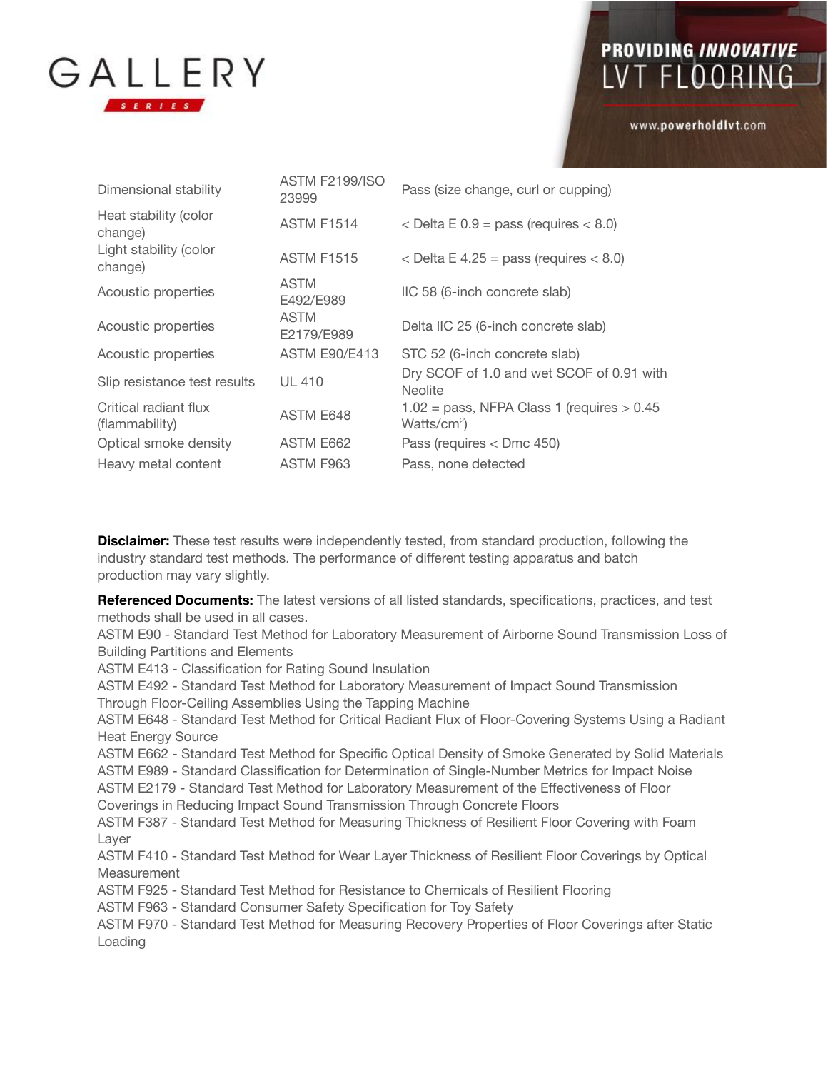| | | |
|---|---|---|
| Dimensional stability | ASTM F2199/ISO 23999 | Pass (size change, curl or cupping) |
| Heat stability (color change) | ASTM F1514 | < Delta E 0.9 = pass (requires < 8.0) |
| Light stability (color change) | ASTM F1515 | < Delta E 4.25 = pass (requires < 8.0) |
| Acoustic properties | ASTM E492/E989 | IIC 58 (6-inch concrete slab) |
| Acoustic properties | ASTM E2179/E989 | Delta IIC 25 (6-inch concrete slab) |
| Acoustic properties | ASTM E90/E413 | STC 52 (6-inch concrete slab) |
| Slip resistance test results | UL 410 | Dry SCOF of 1.0 and wet SCOF of 0.91 with Neolite |
| Critical radiant flux (flammability) | ASTM E648 | 1.02 = pass, NFPA Class 1 (requires > 0.45 Watts/cm$^2$) |
| Optical smoke density | ASTM E662 | Pass (requires < Dmc 450) |
| Heavy metal content | ASTM F963 | Pass, none detected |

**Disclaimer:** These test results were independently tested, from standard production, following the industry standard test methods. The performance of different testing apparatus and batch production may vary slightly.

**Referenced Documents:** The latest versions of all listed standards, specifications, practices, and test methods shall be used in all cases.
ASTM E90 - Standard Test Method for Laboratory Measurement of Airborne Sound Transmission Loss of Building Partitions and Elements
ASTM E413 - Classification for Rating Sound Insulation
ASTM E492 - Standard Test Method for Laboratory Measurement of Impact Sound Transmission Through Floor-Ceiling Assemblies Using the Tapping Machine
ASTM E648 - Standard Test Method for Critical Radiant Flux of Floor-Covering Systems Using a Radiant Heat Energy Source
ASTM E662 - Standard Test Method for Specific Optical Density of Smoke Generated by Solid Materials
ASTM E989 - Standard Classification for Determination of Single-Number Metrics for Impact Noise
ASTM E2179 - Standard Test Method for Laboratory Measurement of the Effectiveness of Floor Coverings in Reducing Impact Sound Transmission Through Concrete Floors
ASTM F387 - Standard Test Method for Measuring Thickness of Resilient Floor Covering with Foam Layer
ASTM F410 - Standard Test Method for Wear Layer Thickness of Resilient Floor Coverings by Optical Measurement
ASTM F925 - Standard Test Method for Resistance to Chemicals of Resilient Flooring
ASTM F963 - Standard Consumer Safety Specification for Toy Safety
ASTM F970 - Standard Test Method for Measuring Recovery Properties of Floor Coverings after Static Loading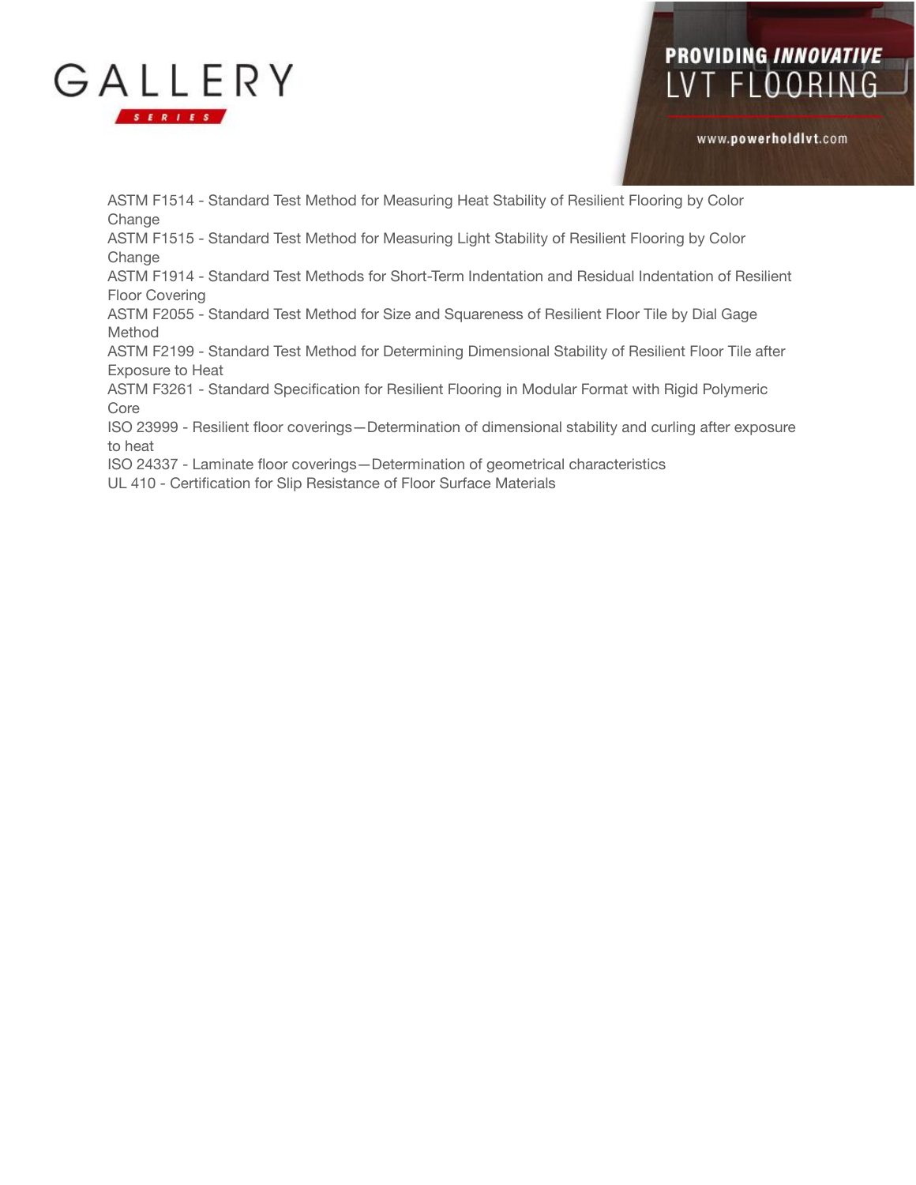ASTM F1514 - Standard Test Method for Measuring Heat Stability of Resilient Flooring by Color Change
ASTM F1515 - Standard Test Method for Measuring Light Stability of Resilient Flooring by Color Change
ASTM F1914 - Standard Test Methods for Short-Term Indentation and Residual Indentation of Resilient Floor Covering
ASTM F2055 - Standard Test Method for Size and Squareness of Resilient Floor Tile by Dial Gage Method
ASTM F2199 - Standard Test Method for Determining Dimensional Stability of Resilient Floor Tile after Exposure to Heat
ASTM F3261 - Standard Specification for Resilient Flooring in Modular Format with Rigid Polymeric Core
ISO 23999 - Resilient floor coverings—Determination of dimensional stability and curling after exposure to heat
ISO 24337 - Laminate floor coverings—Determination of geometrical characteristics
UL 410 - Certification for Slip Resistance of Floor Surface Materials